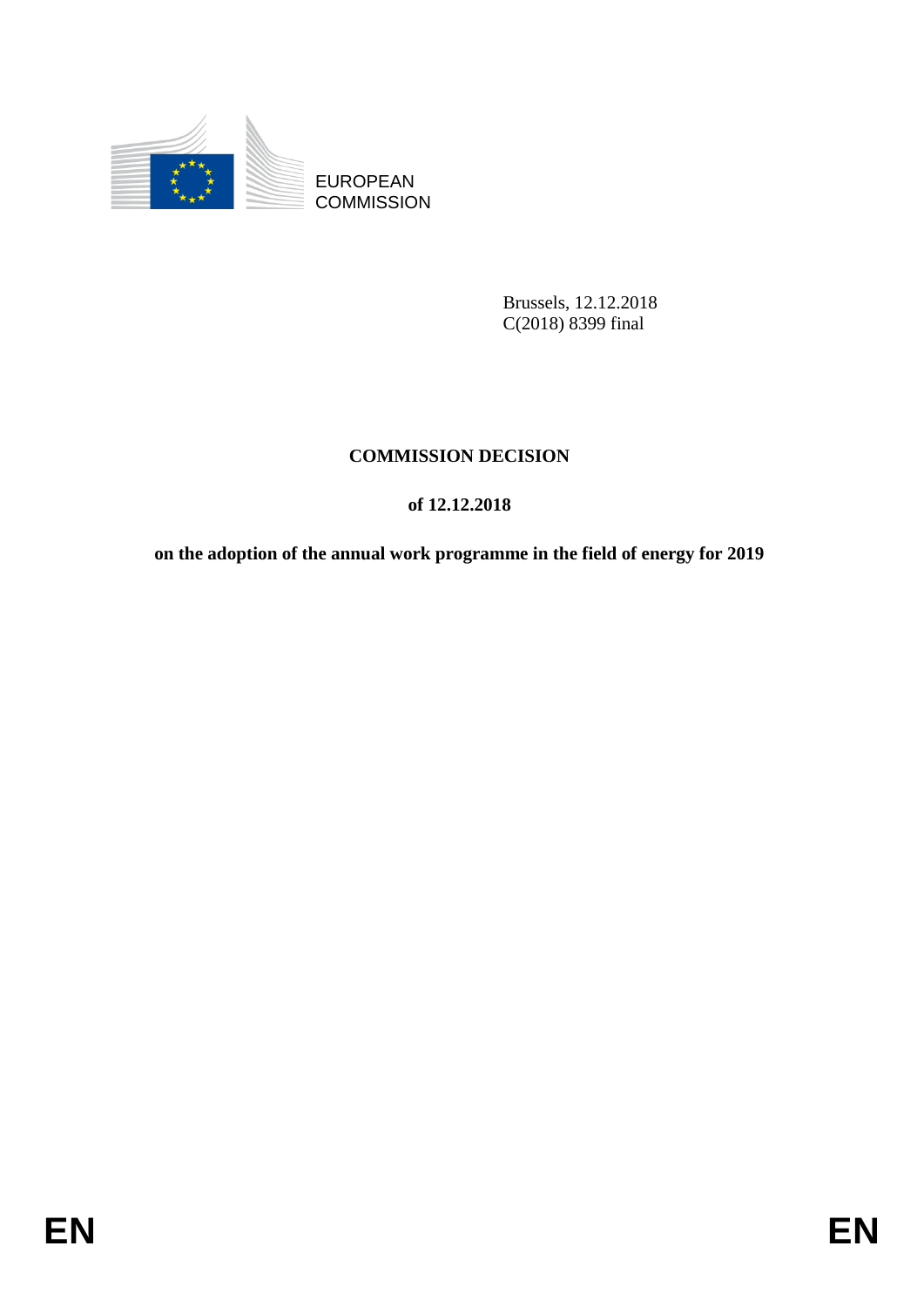EUROPEAN
COMMISSION

Brussels, 12.12.2018
C(2018) 8399 final

# COMMISSION DECISION

## of 12.12.2018

## on the adoption of the annual work programme in the field of energy for 2019

EN EN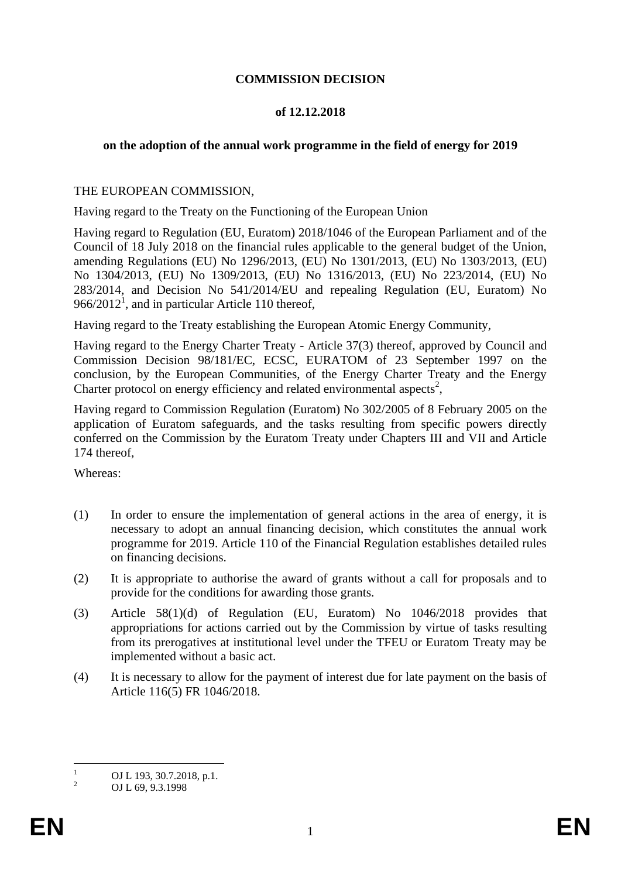**COMMISSION DECISION**

**of 12.12.2018**

**on the adoption of the annual work programme in the field of energy for 2019**

THE EUROPEAN COMMISSION,

Having regard to the Treaty on the Functioning of the European Union

Having regard to Regulation (EU, Euratom) 2018/1046 of the European Parliament and of the Council of 18 July 2018 on the financial rules applicable to the general budget of the Union, amending Regulations (EU) No 1296/2013, (EU) No 1301/2013, (EU) No 1303/2013, (EU) No 1304/2013, (EU) No 1309/2013, (EU) No 1316/2013, (EU) No 223/2014, (EU) No 283/2014, and Decision No 541/2014/EU and repealing Regulation (EU, Euratom) No 966/2012[1], and in particular Article 110 thereof,

Having regard to the Treaty establishing the European Atomic Energy Community,

Having regard to the Energy Charter Treaty - Article 37(3) thereof, approved by Council and Commission Decision 98/181/EC, ECSC, EURATOM of 23 September 1997 on the conclusion, by the European Communities, of the Energy Charter Treaty and the Energy Charter protocol on energy efficiency and related environmental aspects[2],

Having regard to Commission Regulation (Euratom) No 302/2005 of 8 February 2005 on the application of Euratom safeguards, and the tasks resulting from specific powers directly conferred on the Commission by the Euratom Treaty under Chapters III and VII and Article 174 thereof,

Whereas:

(1) In order to ensure the implementation of general actions in the area of energy, it is necessary to adopt an annual financing decision, which constitutes the annual work programme for 2019. Article 110 of the Financial Regulation establishes detailed rules on financing decisions.

(2) It is appropriate to authorise the award of grants without a call for proposals and to provide for the conditions for awarding those grants.

(3) Article 58(1)(d) of Regulation (EU, Euratom) No 1046/2018 provides that appropriations for actions carried out by the Commission by virtue of tasks resulting from its prerogatives at institutional level under the TFEU or Euratom Treaty may be implemented without a basic act.

(4) It is necessary to allow for the payment of interest due for late payment on the basis of Article 116(5) FR 1046/2018.

---

[1] OJ L 193, 30.7.2018, p.1.

[2] OJ L 69, 9.3.1998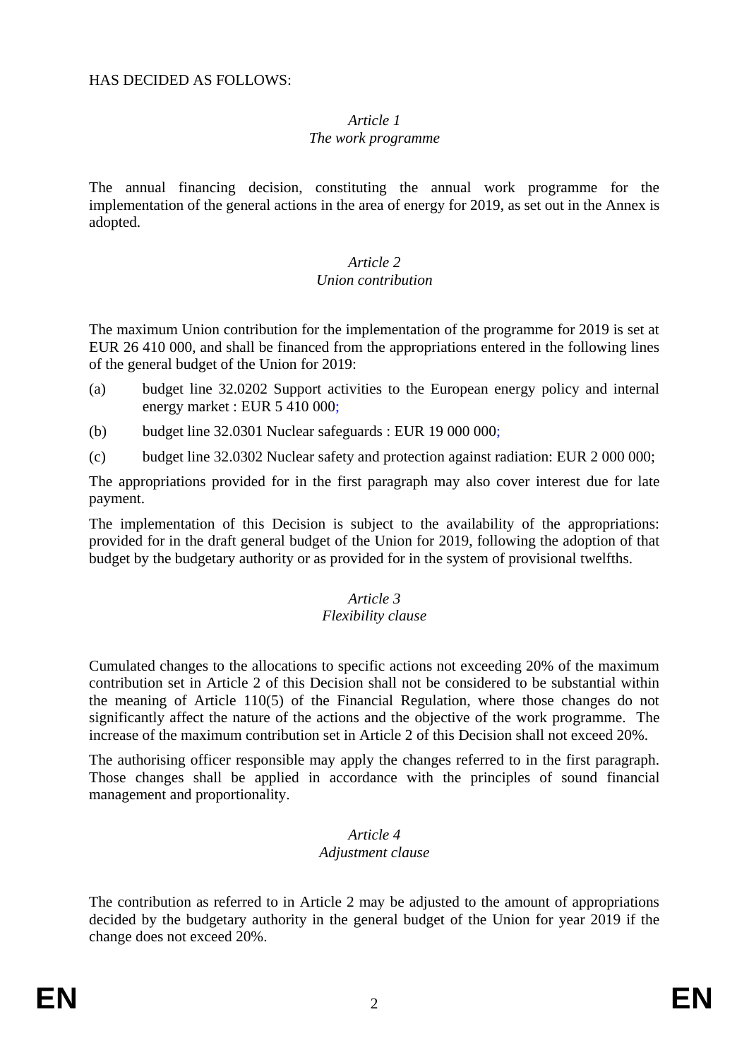HAS DECIDED AS FOLLOWS:

*Article 1*
*The work programme*

The annual financing decision, constituting the annual work programme for the implementation of the general actions in the area of energy for 2019, as set out in the Annex is adopted.

*Article 2*
*Union contribution*

The maximum Union contribution for the implementation of the programme for 2019 is set at EUR 26 410 000, and shall be financed from the appropriations entered in the following lines of the general budget of the Union for 2019:

(a) budget line 32.0202 Support activities to the European energy policy and internal energy market : EUR 5 410 000;

(b) budget line 32.0301 Nuclear safeguards : EUR 19 000 000;

(c) budget line 32.0302 Nuclear safety and protection against radiation: EUR 2 000 000;

The appropriations provided for in the first paragraph may also cover interest due for late payment.

The implementation of this Decision is subject to the availability of the appropriations: provided for in the draft general budget of the Union for 2019, following the adoption of that budget by the budgetary authority or as provided for in the system of provisional twelfths.

*Article 3*
*Flexibility clause*

Cumulated changes to the allocations to specific actions not exceeding 20% of the maximum contribution set in Article 2 of this Decision shall not be considered to be substantial within the meaning of Article 110(5) of the Financial Regulation, where those changes do not significantly affect the nature of the actions and the objective of the work programme. The increase of the maximum contribution set in Article 2 of this Decision shall not exceed 20%.

The authorising officer responsible may apply the changes referred to in the first paragraph. Those changes shall be applied in accordance with the principles of sound financial management and proportionality.

*Article 4*
*Adjustment clause*

The contribution as referred to in Article 2 may be adjusted to the amount of appropriations decided by the budgetary authority in the general budget of the Union for year 2019 if the change does not exceed 20%.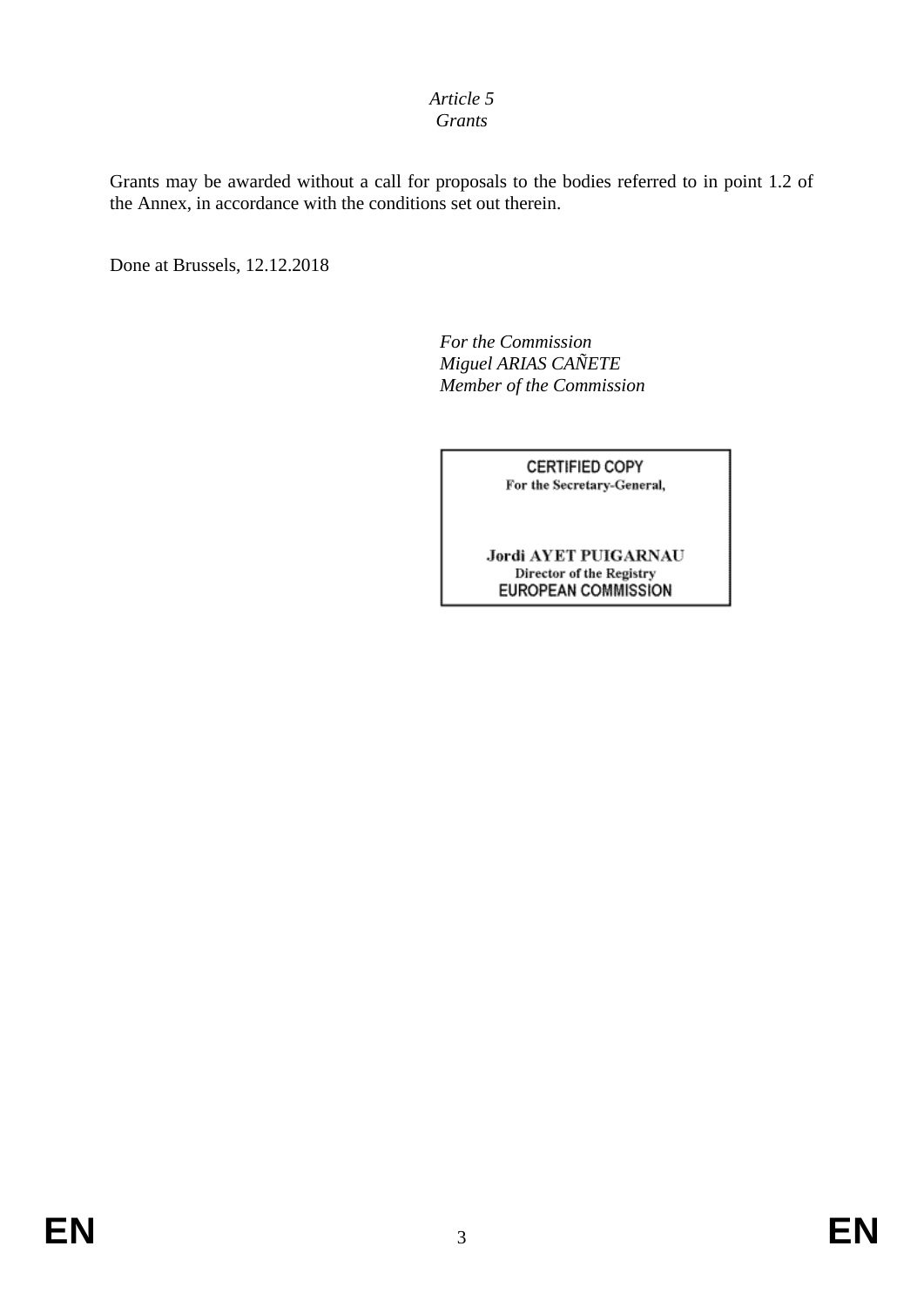*Article 5*
*Grants*

Grants may be awarded without a call for proposals to the bodies referred to in point 1.2 of the Annex, in accordance with the conditions set out therein.

Done at Brussels, 12.12.2018

*For the Commission*
*Miguel ARIAS CAÑETE*
*Member of the Commission*

CERTIFIED COPY
For the Secretary-General,

Jordi AYET PUIGARNAU
Director of the Registry
EUROPEAN COMMISSION